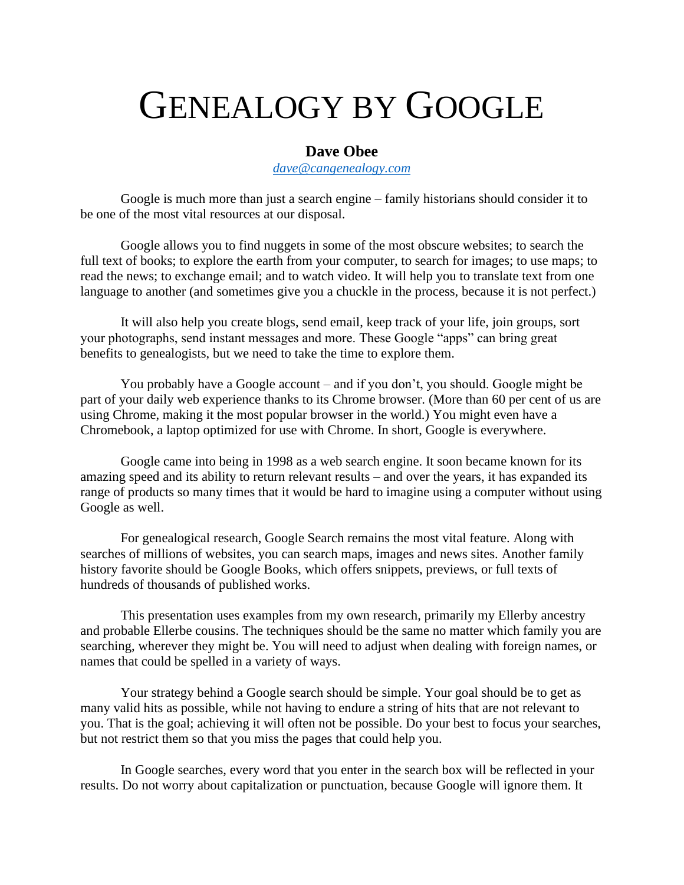# GENEALOGY BY GOOGLE

**Dave Obee**
*dave@cangenealogy.com*

Google is much more than just a search engine – family historians should consider it to be one of the most vital resources at our disposal.

Google allows you to find nuggets in some of the most obscure websites; to search the full text of books; to explore the earth from your computer, to search for images; to use maps; to read the news; to exchange email; and to watch video. It will help you to translate text from one language to another (and sometimes give you a chuckle in the process, because it is not perfect.)

It will also help you create blogs, send email, keep track of your life, join groups, sort your photographs, send instant messages and more. These Google "apps" can bring great benefits to genealogists, but we need to take the time to explore them.

You probably have a Google account – and if you don't, you should. Google might be part of your daily web experience thanks to its Chrome browser. (More than 60 per cent of us are using Chrome, making it the most popular browser in the world.) You might even have a Chromebook, a laptop optimized for use with Chrome. In short, Google is everywhere.

Google came into being in 1998 as a web search engine. It soon became known for its amazing speed and its ability to return relevant results – and over the years, it has expanded its range of products so many times that it would be hard to imagine using a computer without using Google as well.

For genealogical research, Google Search remains the most vital feature. Along with searches of millions of websites, you can search maps, images and news sites. Another family history favorite should be Google Books, which offers snippets, previews, or full texts of hundreds of thousands of published works.

This presentation uses examples from my own research, primarily my Ellerby ancestry and probable Ellerbe cousins. The techniques should be the same no matter which family you are searching, wherever they might be. You will need to adjust when dealing with foreign names, or names that could be spelled in a variety of ways.

Your strategy behind a Google search should be simple. Your goal should be to get as many valid hits as possible, while not having to endure a string of hits that are not relevant to you. That is the goal; achieving it will often not be possible. Do your best to focus your searches, but not restrict them so that you miss the pages that could help you.

In Google searches, every word that you enter in the search box will be reflected in your results. Do not worry about capitalization or punctuation, because Google will ignore them. It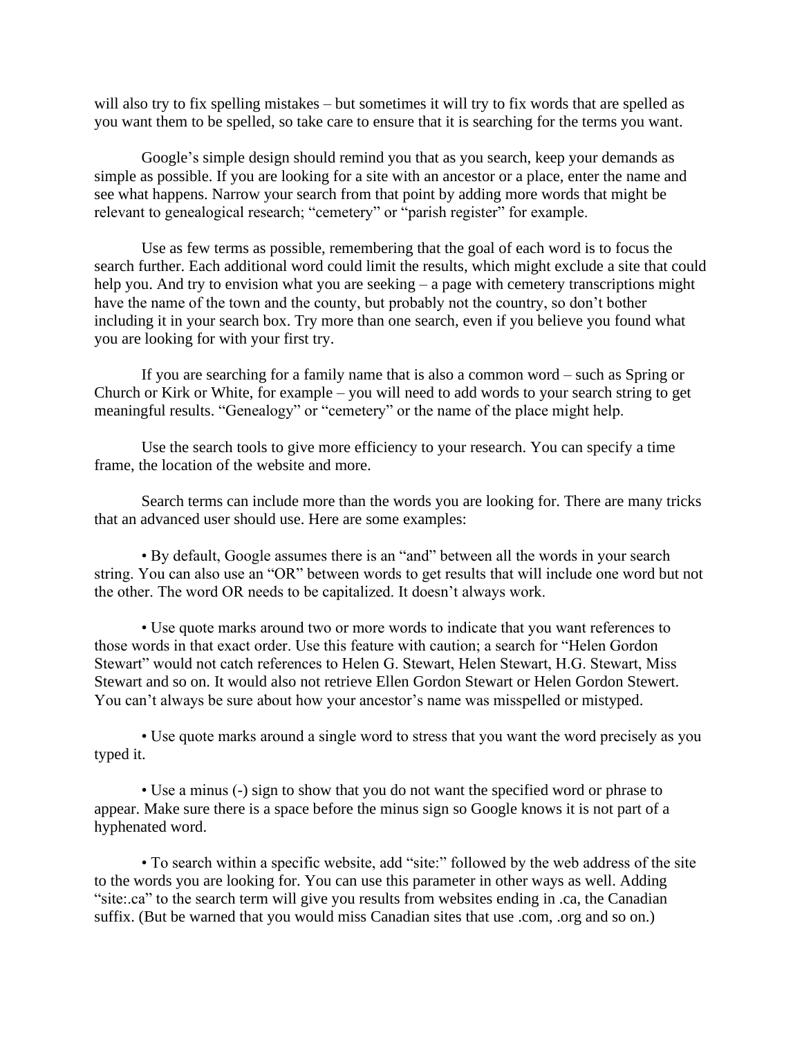will also try to fix spelling mistakes – but sometimes it will try to fix words that are spelled as you want them to be spelled, so take care to ensure that it is searching for the terms you want.

Google's simple design should remind you that as you search, keep your demands as simple as possible. If you are looking for a site with an ancestor or a place, enter the name and see what happens. Narrow your search from that point by adding more words that might be relevant to genealogical research; "cemetery" or "parish register" for example.

Use as few terms as possible, remembering that the goal of each word is to focus the search further. Each additional word could limit the results, which might exclude a site that could help you. And try to envision what you are seeking – a page with cemetery transcriptions might have the name of the town and the county, but probably not the country, so don't bother including it in your search box. Try more than one search, even if you believe you found what you are looking for with your first try.

If you are searching for a family name that is also a common word – such as Spring or Church or Kirk or White, for example – you will need to add words to your search string to get meaningful results. "Genealogy" or "cemetery" or the name of the place might help.

Use the search tools to give more efficiency to your research. You can specify a time frame, the location of the website and more.

Search terms can include more than the words you are looking for. There are many tricks that an advanced user should use. Here are some examples:

• By default, Google assumes there is an "and" between all the words in your search string. You can also use an "OR" between words to get results that will include one word but not the other. The word OR needs to be capitalized. It doesn't always work.

• Use quote marks around two or more words to indicate that you want references to those words in that exact order. Use this feature with caution; a search for "Helen Gordon Stewart" would not catch references to Helen G. Stewart, Helen Stewart, H.G. Stewart, Miss Stewart and so on. It would also not retrieve Ellen Gordon Stewart or Helen Gordon Stewert. You can't always be sure about how your ancestor's name was misspelled or mistyped.

• Use quote marks around a single word to stress that you want the word precisely as you typed it.

• Use a minus (-) sign to show that you do not want the specified word or phrase to appear. Make sure there is a space before the minus sign so Google knows it is not part of a hyphenated word.

• To search within a specific website, add "site:" followed by the web address of the site to the words you are looking for. You can use this parameter in other ways as well. Adding "site:.ca" to the search term will give you results from websites ending in .ca, the Canadian suffix. (But be warned that you would miss Canadian sites that use .com, .org and so on.)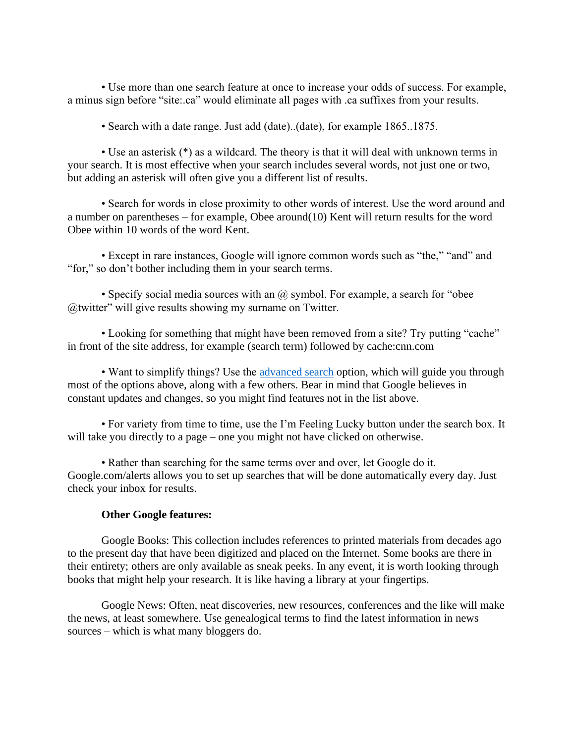• Use more than one search feature at once to increase your odds of success. For example, a minus sign before "site:.ca" would eliminate all pages with .ca suffixes from your results.

• Search with a date range. Just add (date)..(date), for example 1865..1875.

• Use an asterisk (*) as a wildcard. The theory is that it will deal with unknown terms in your search. It is most effective when your search includes several words, not just one or two, but adding an asterisk will often give you a different list of results.

• Search for words in close proximity to other words of interest. Use the word around and a number on parentheses – for example, Obee around(10) Kent will return results for the word Obee within 10 words of the word Kent.

• Except in rare instances, Google will ignore common words such as "the," "and" and "for," so don't bother including them in your search terms.

• Specify social media sources with an @ symbol. For example, a search for "obee @twitter" will give results showing my surname on Twitter.

• Looking for something that might have been removed from a site? Try putting "cache" in front of the site address, for example (search term) followed by cache:cnn.com

• Want to simplify things? Use the [advanced search]() option, which will guide you through most of the options above, along with a few others. Bear in mind that Google believes in constant updates and changes, so you might find features not in the list above.

• For variety from time to time, use the I'm Feeling Lucky button under the search box. It will take you directly to a page – one you might not have clicked on otherwise.

• Rather than searching for the same terms over and over, let Google do it. Google.com/alerts allows you to set up searches that will be done automatically every day. Just check your inbox for results.

**Other Google features:**

Google Books: This collection includes references to printed materials from decades ago to the present day that have been digitized and placed on the Internet. Some books are there in their entirety; others are only available as sneak peeks. In any event, it is worth looking through books that might help your research. It is like having a library at your fingertips.

Google News: Often, neat discoveries, new resources, conferences and the like will make the news, at least somewhere. Use genealogical terms to find the latest information in news sources – which is what many bloggers do.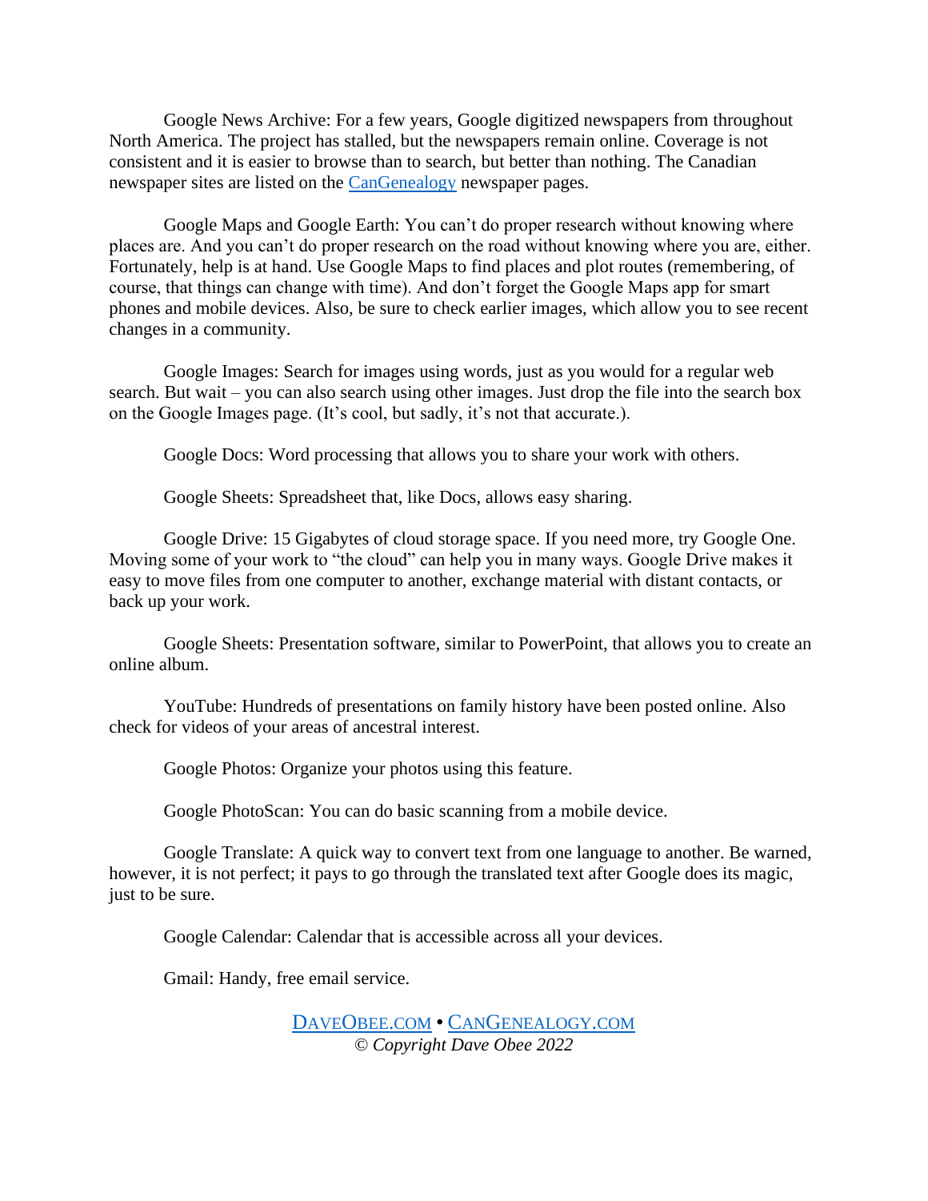Google News Archive: For a few years, Google digitized newspapers from throughout North America. The project has stalled, but the newspapers remain online. Coverage is not consistent and it is easier to browse than to search, but better than nothing. The Canadian newspaper sites are listed on the CanGenealogy newspaper pages.

Google Maps and Google Earth: You can't do proper research without knowing where places are. And you can't do proper research on the road without knowing where you are, either. Fortunately, help is at hand. Use Google Maps to find places and plot routes (remembering, of course, that things can change with time). And don't forget the Google Maps app for smart phones and mobile devices. Also, be sure to check earlier images, which allow you to see recent changes in a community.

Google Images: Search for images using words, just as you would for a regular web search. But wait – you can also search using other images. Just drop the file into the search box on the Google Images page. (It's cool, but sadly, it's not that accurate.).

Google Docs: Word processing that allows you to share your work with others.

Google Sheets: Spreadsheet that, like Docs, allows easy sharing.

Google Drive: 15 Gigabytes of cloud storage space. If you need more, try Google One. Moving some of your work to "the cloud" can help you in many ways. Google Drive makes it easy to move files from one computer to another, exchange material with distant contacts, or back up your work.

Google Sheets: Presentation software, similar to PowerPoint, that allows you to create an online album.

YouTube: Hundreds of presentations on family history have been posted online. Also check for videos of your areas of ancestral interest.

Google Photos: Organize your photos using this feature.

Google PhotoScan: You can do basic scanning from a mobile device.

Google Translate: A quick way to convert text from one language to another. Be warned, however, it is not perfect; it pays to go through the translated text after Google does its magic, just to be sure.

Google Calendar: Calendar that is accessible across all your devices.

Gmail: Handy, free email service.

DaveObee.com • CanGenealogy.com
*© Copyright Dave Obee 2022*